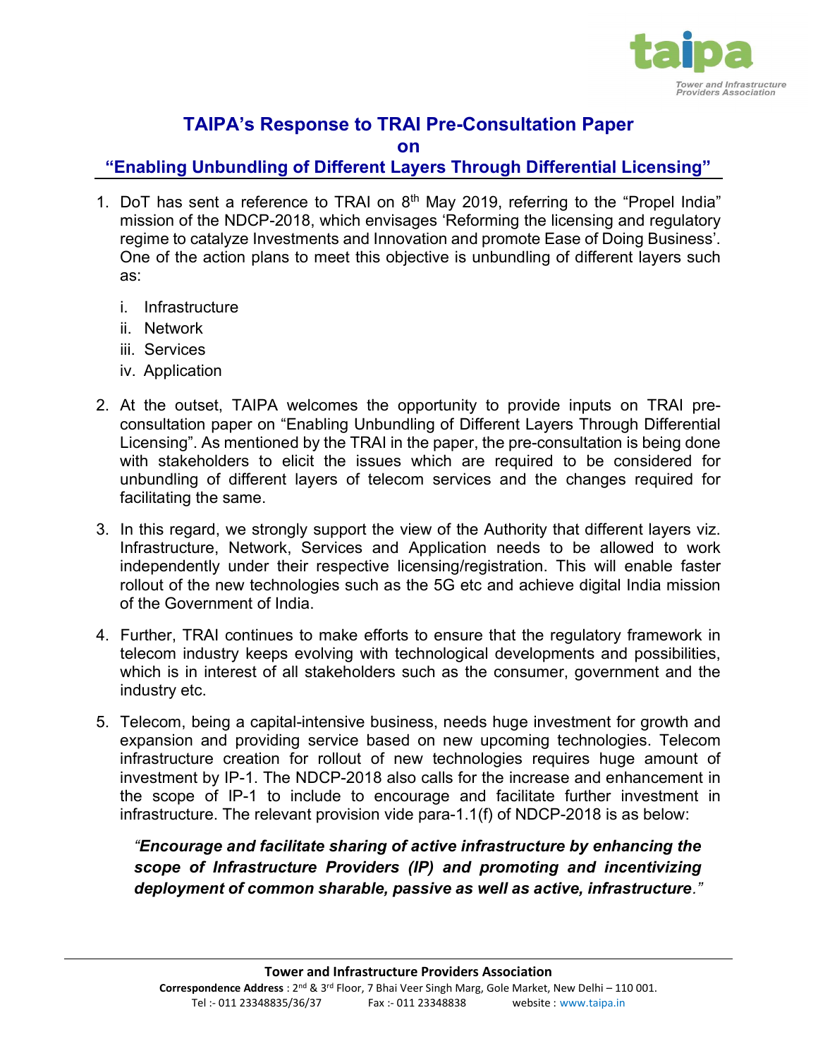# TAIPA's Response to TRAI Pre-Consultation Paper on "Enabling Unbundling of Different Layers Through Differential Licensing"

1. DoT has sent a reference to TRAI on 8th May 2019, referring to the "Propel India" mission of the NDCP-2018, which envisages 'Reforming the licensing and regulatory regime to catalyze Investments and Innovation and promote Ease of Doing Business'. One of the action plans to meet this objective is unbundling of different layers such as:

   i. Infrastructure
   ii. Network
   iii. Services
   iv. Application

2. At the outset, TAIPA welcomes the opportunity to provide inputs on TRAI pre-consultation paper on "Enabling Unbundling of Different Layers Through Differential Licensing". As mentioned by the TRAI in the paper, the pre-consultation is being done with stakeholders to elicit the issues which are required to be considered for unbundling of different layers of telecom services and the changes required for facilitating the same.

3. In this regard, we strongly support the view of the Authority that different layers viz. Infrastructure, Network, Services and Application needs to be allowed to work independently under their respective licensing/registration. This will enable faster rollout of the new technologies such as the 5G etc and achieve digital India mission of the Government of India.

4. Further, TRAI continues to make efforts to ensure that the regulatory framework in telecom industry keeps evolving with technological developments and possibilities, which is in interest of all stakeholders such as the consumer, government and the industry etc.

5. Telecom, being a capital-intensive business, needs huge investment for growth and expansion and providing service based on new upcoming technologies. Telecom infrastructure creation for rollout of new technologies requires huge amount of investment by IP-1. The NDCP-2018 also calls for the increase and enhancement in the scope of IP-1 to include to encourage and facilitate further investment in infrastructure. The relevant provision vide para-1.1(f) of NDCP-2018 is as below:

   *"**Encourage and facilitate sharing of active infrastructure by enhancing the scope of Infrastructure Providers (IP) and promoting and incentivizing deployment of common sharable, passive as well as active, infrastructure**."*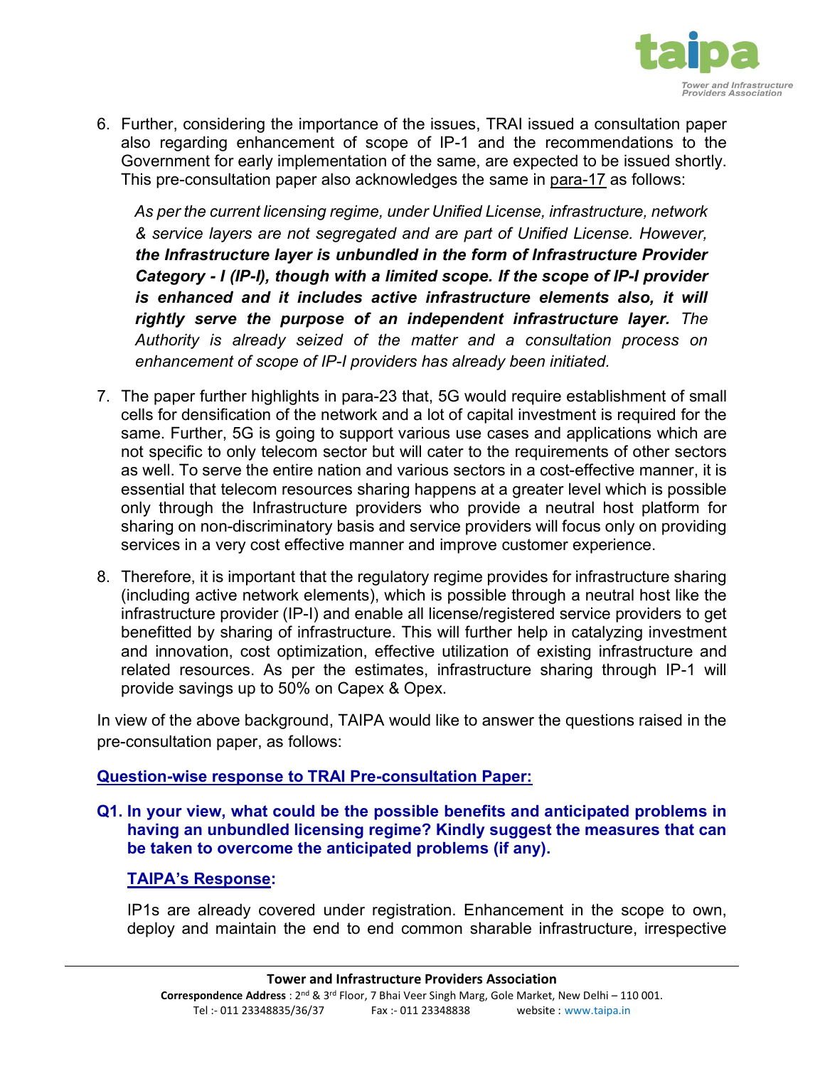6. Further, considering the importance of the issues, TRAI issued a consultation paper also regarding enhancement of scope of IP-1 and the recommendations to the Government for early implementation of the same, are expected to be issued shortly. This pre-consultation paper also acknowledges the same in para-17 as follows:

   *As per the current licensing regime, under Unified License, infrastructure, network & service layers are not segregated and are part of Unified License. However,* ***the Infrastructure layer is unbundled in the form of Infrastructure Provider Category - I (IP-I), though with a limited scope. If the scope of IP-I provider is enhanced and it includes active infrastructure elements also, it will rightly serve the purpose of an independent infrastructure layer.*** *The Authority is already seized of the matter and a consultation process on enhancement of scope of IP-I providers has already been initiated.*

7. The paper further highlights in para-23 that, 5G would require establishment of small cells for densification of the network and a lot of capital investment is required for the same. Further, 5G is going to support various use cases and applications which are not specific to only telecom sector but will cater to the requirements of other sectors as well. To serve the entire nation and various sectors in a cost-effective manner, it is essential that telecom resources sharing happens at a greater level which is possible only through the Infrastructure providers who provide a neutral host platform for sharing on non-discriminatory basis and service providers will focus only on providing services in a very cost effective manner and improve customer experience.

8. Therefore, it is important that the regulatory regime provides for infrastructure sharing (including active network elements), which is possible through a neutral host like the infrastructure provider (IP-I) and enable all license/registered service providers to get benefitted by sharing of infrastructure. This will further help in catalyzing investment and innovation, cost optimization, effective utilization of existing infrastructure and related resources. As per the estimates, infrastructure sharing through IP-1 will provide savings up to 50% on Capex & Opex.

In view of the above background, TAIPA would like to answer the questions raised in the pre-consultation paper, as follows:

## Question-wise response to TRAI Pre-consultation Paper:

**Q1. In your view, what could be the possible benefits and anticipated problems in having an unbundled licensing regime? Kindly suggest the measures that can be taken to overcome the anticipated problems (if any).**

**TAIPA's Response:**

IP1s are already covered under registration. Enhancement in the scope to own, deploy and maintain the end to end common sharable infrastructure, irrespective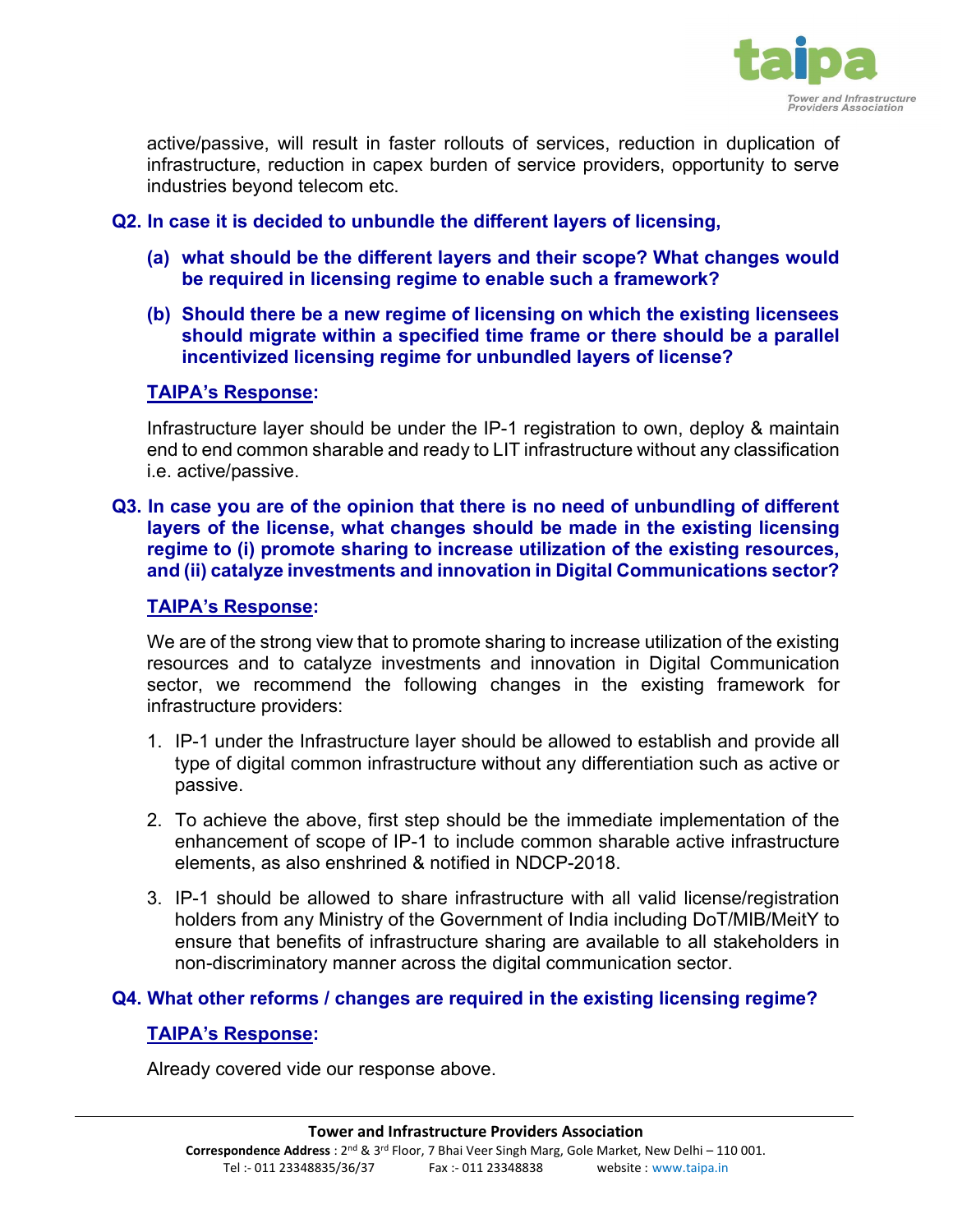active/passive, will result in faster rollouts of services, reduction in duplication of infrastructure, reduction in capex burden of service providers, opportunity to serve industries beyond telecom etc.

**Q2. In case it is decided to unbundle the different layers of licensing,**

**(a) what should be the different layers and their scope? What changes would be required in licensing regime to enable such a framework?**

**(b) Should there be a new regime of licensing on which the existing licensees should migrate within a specified time frame or there should be a parallel incentivized licensing regime for unbundled layers of license?**

**TAIPA's Response:**

Infrastructure layer should be under the IP-1 registration to own, deploy & maintain end to end common sharable and ready to LIT infrastructure without any classification i.e. active/passive.

**Q3. In case you are of the opinion that there is no need of unbundling of different layers of the license, what changes should be made in the existing licensing regime to (i) promote sharing to increase utilization of the existing resources, and (ii) catalyze investments and innovation in Digital Communications sector?**

**TAIPA's Response:**

We are of the strong view that to promote sharing to increase utilization of the existing resources and to catalyze investments and innovation in Digital Communication sector, we recommend the following changes in the existing framework for infrastructure providers:

1. IP-1 under the Infrastructure layer should be allowed to establish and provide all type of digital common infrastructure without any differentiation such as active or passive.
2. To achieve the above, first step should be the immediate implementation of the enhancement of scope of IP-1 to include common sharable active infrastructure elements, as also enshrined & notified in NDCP-2018.
3. IP-1 should be allowed to share infrastructure with all valid license/registration holders from any Ministry of the Government of India including DoT/MIB/MeitY to ensure that benefits of infrastructure sharing are available to all stakeholders in non-discriminatory manner across the digital communication sector.

**Q4. What other reforms / changes are required in the existing licensing regime?**

**TAIPA's Response:**

Already covered vide our response above.